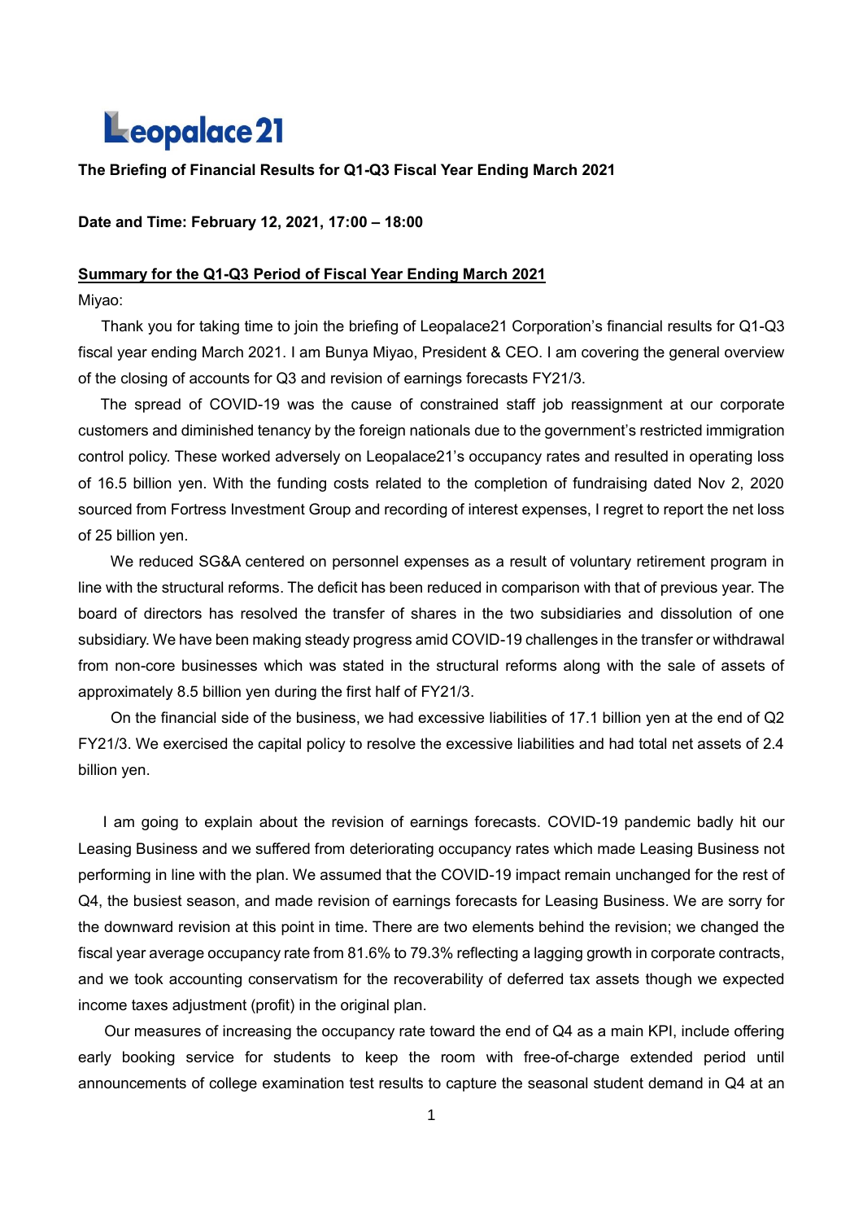Leopalace21

**The Briefing of Financial Results for Q1-Q3 Fiscal Year Ending March 2021**

**Date and Time: February 12, 2021, 17:00 – 18:00**

## Summary for the Q1-Q3 Period of Fiscal Year Ending March 2021

Miyao:

Thank you for taking time to join the briefing of Leopalace21 Corporation's financial results for Q1-Q3 fiscal year ending March 2021. I am Bunya Miyao, President & CEO. I am covering the general overview of the closing of accounts for Q3 and revision of earnings forecasts FY21/3.

The spread of COVID-19 was the cause of constrained staff job reassignment at our corporate customers and diminished tenancy by the foreign nationals due to the government's restricted immigration control policy. These worked adversely on Leopalace21's occupancy rates and resulted in operating loss of 16.5 billion yen. With the funding costs related to the completion of fundraising dated Nov 2, 2020 sourced from Fortress Investment Group and recording of interest expenses, I regret to report the net loss of 25 billion yen.

We reduced SG&A centered on personnel expenses as a result of voluntary retirement program in line with the structural reforms. The deficit has been reduced in comparison with that of previous year. The board of directors has resolved the transfer of shares in the two subsidiaries and dissolution of one subsidiary. We have been making steady progress amid COVID-19 challenges in the transfer or withdrawal from non-core businesses which was stated in the structural reforms along with the sale of assets of approximately 8.5 billion yen during the first half of FY21/3.

On the financial side of the business, we had excessive liabilities of 17.1 billion yen at the end of Q2 FY21/3. We exercised the capital policy to resolve the excessive liabilities and had total net assets of 2.4 billion yen.

I am going to explain about the revision of earnings forecasts. COVID-19 pandemic badly hit our Leasing Business and we suffered from deteriorating occupancy rates which made Leasing Business not performing in line with the plan. We assumed that the COVID-19 impact remain unchanged for the rest of Q4, the busiest season, and made revision of earnings forecasts for Leasing Business. We are sorry for the downward revision at this point in time. There are two elements behind the revision; we changed the fiscal year average occupancy rate from 81.6% to 79.3% reflecting a lagging growth in corporate contracts, and we took accounting conservatism for the recoverability of deferred tax assets though we expected income taxes adjustment (profit) in the original plan.

Our measures of increasing the occupancy rate toward the end of Q4 as a main KPI, include offering early booking service for students to keep the room with free-of-charge extended period until announcements of college examination test results to capture the seasonal student demand in Q4 at an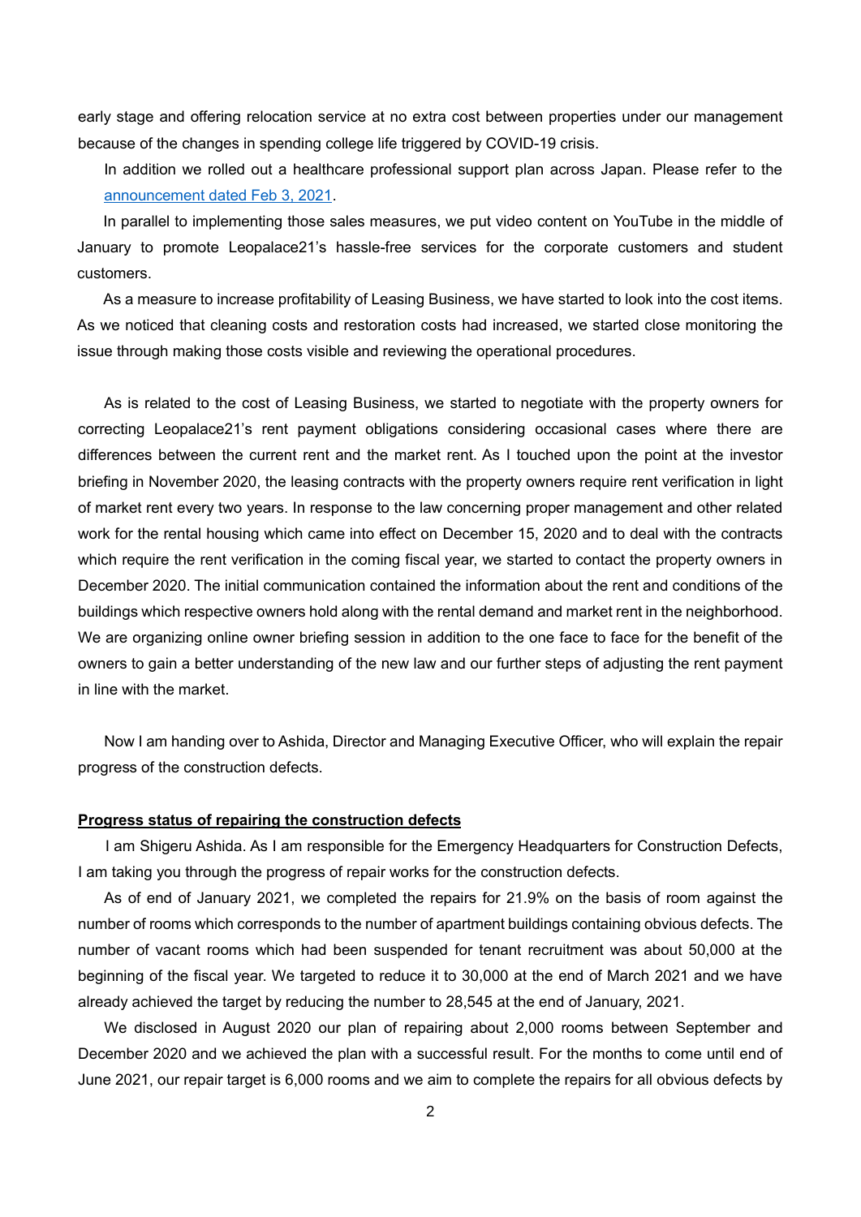early stage and offering relocation service at no extra cost between properties under our management because of the changes in spending college life triggered by COVID-19 crisis.

In addition we rolled out a healthcare professional support plan across Japan. Please refer to the announcement dated Feb 3, 2021.

In parallel to implementing those sales measures, we put video content on YouTube in the middle of January to promote Leopalace21's hassle-free services for the corporate customers and student customers.

As a measure to increase profitability of Leasing Business, we have started to look into the cost items. As we noticed that cleaning costs and restoration costs had increased, we started close monitoring the issue through making those costs visible and reviewing the operational procedures.

As is related to the cost of Leasing Business, we started to negotiate with the property owners for correcting Leopalace21's rent payment obligations considering occasional cases where there are differences between the current rent and the market rent. As I touched upon the point at the investor briefing in November 2020, the leasing contracts with the property owners require rent verification in light of market rent every two years. In response to the law concerning proper management and other related work for the rental housing which came into effect on December 15, 2020 and to deal with the contracts which require the rent verification in the coming fiscal year, we started to contact the property owners in December 2020. The initial communication contained the information about the rent and conditions of the buildings which respective owners hold along with the rental demand and market rent in the neighborhood. We are organizing online owner briefing session in addition to the one face to face for the benefit of the owners to gain a better understanding of the new law and our further steps of adjusting the rent payment in line with the market.

Now I am handing over to Ashida, Director and Managing Executive Officer, who will explain the repair progress of the construction defects.

## Progress status of repairing the construction defects

I am Shigeru Ashida. As I am responsible for the Emergency Headquarters for Construction Defects, I am taking you through the progress of repair works for the construction defects.

As of end of January 2021, we completed the repairs for 21.9% on the basis of room against the number of rooms which corresponds to the number of apartment buildings containing obvious defects. The number of vacant rooms which had been suspended for tenant recruitment was about 50,000 at the beginning of the fiscal year. We targeted to reduce it to 30,000 at the end of March 2021 and we have already achieved the target by reducing the number to 28,545 at the end of January, 2021.

We disclosed in August 2020 our plan of repairing about 2,000 rooms between September and December 2020 and we achieved the plan with a successful result. For the months to come until end of June 2021, our repair target is 6,000 rooms and we aim to complete the repairs for all obvious defects by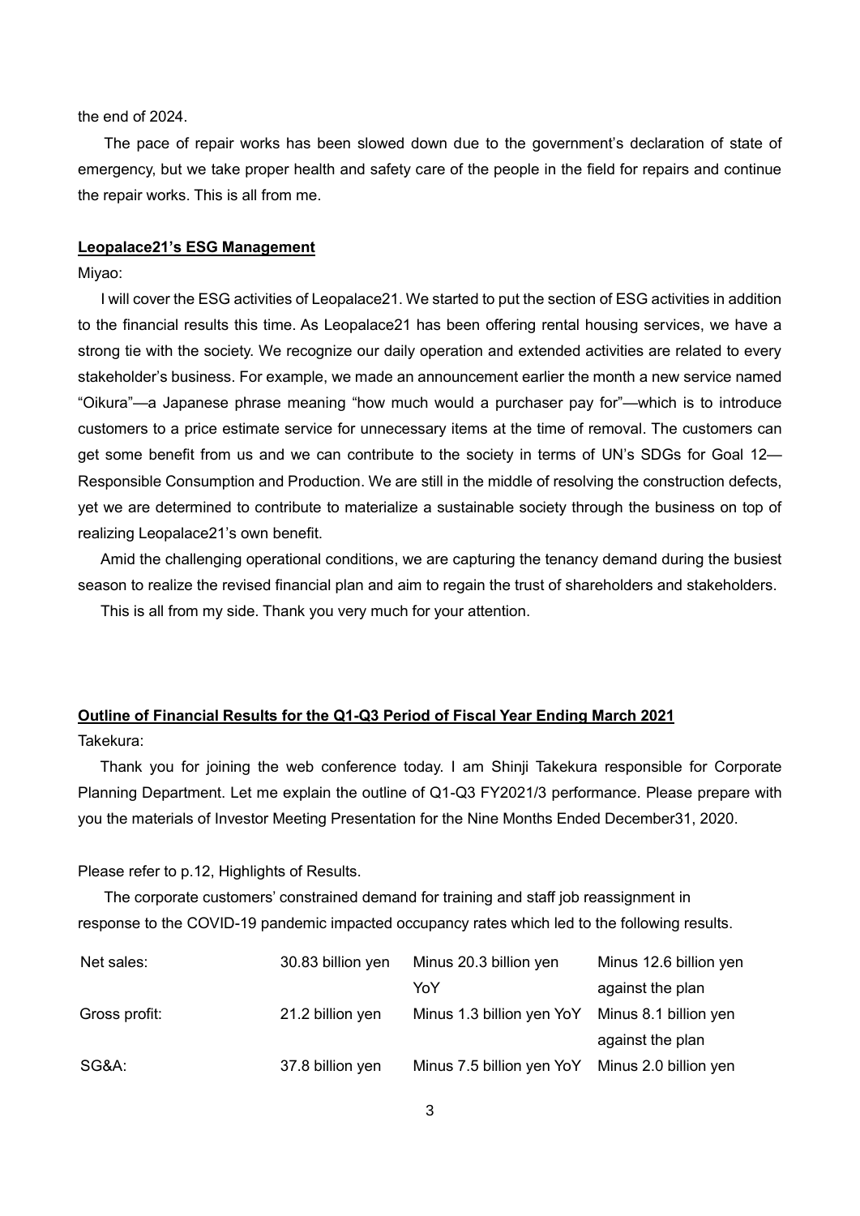the end of 2024.

The pace of repair works has been slowed down due to the government's declaration of state of emergency, but we take proper health and safety care of the people in the field for repairs and continue the repair works. This is all from me.

**Leopalace21's ESG Management**

Miyao:

I will cover the ESG activities of Leopalace21. We started to put the section of ESG activities in addition to the financial results this time. As Leopalace21 has been offering rental housing services, we have a strong tie with the society. We recognize our daily operation and extended activities are related to every stakeholder's business. For example, we made an announcement earlier the month a new service named "Oikura"—a Japanese phrase meaning "how much would a purchaser pay for"—which is to introduce customers to a price estimate service for unnecessary items at the time of removal. The customers can get some benefit from us and we can contribute to the society in terms of UN's SDGs for Goal 12—Responsible Consumption and Production. We are still in the middle of resolving the construction defects, yet we are determined to contribute to materialize a sustainable society through the business on top of realizing Leopalace21's own benefit.

Amid the challenging operational conditions, we are capturing the tenancy demand during the busiest season to realize the revised financial plan and aim to regain the trust of shareholders and stakeholders.

This is all from my side. Thank you very much for your attention.

**Outline of Financial Results for the Q1-Q3 Period of Fiscal Year Ending March 2021**

Takekura:

Thank you for joining the web conference today. I am Shinji Takekura responsible for Corporate Planning Department. Let me explain the outline of Q1-Q3 FY2021/3 performance. Please prepare with you the materials of Investor Meeting Presentation for the Nine Months Ended December31, 2020.

Please refer to p.12, Highlights of Results.

The corporate customers' constrained demand for training and staff job reassignment in response to the COVID-19 pandemic impacted occupancy rates which led to the following results.

| | | | |
|---|---|---|---|
| Net sales: | 30.83 billion yen | Minus 20.3 billion yen YoY | Minus 12.6 billion yen against the plan |
| Gross profit: | 21.2 billion yen | Minus 1.3 billion yen YoY | Minus 8.1 billion yen against the plan |
| SG&A: | 37.8 billion yen | Minus 7.5 billion yen YoY | Minus 2.0 billion yen |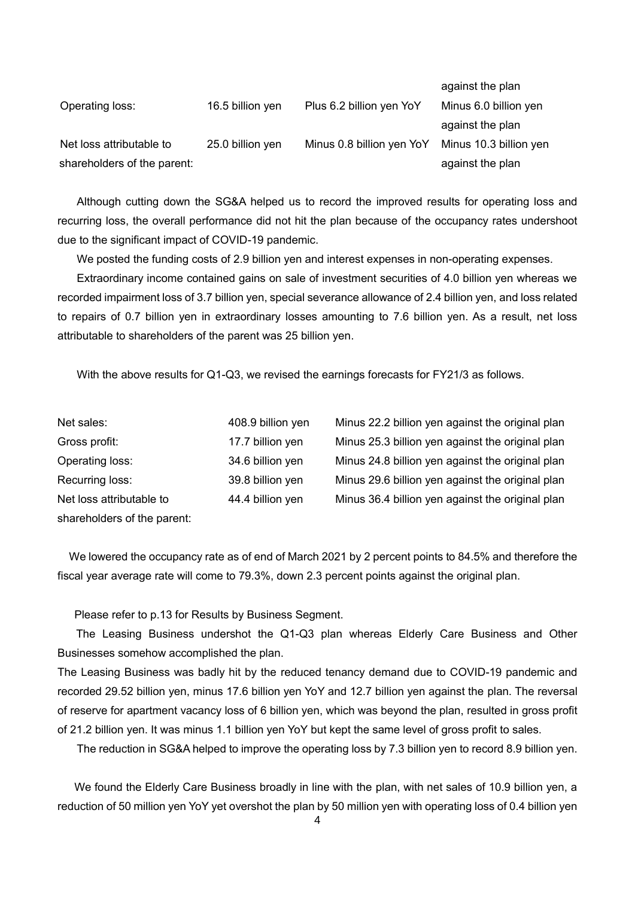| | | | |
|---|---|---|---|
| | | | against the plan |
| Operating loss: | 16.5 billion yen | Plus 6.2 billion yen YoY | Minus 6.0 billion yen against the plan |
| Net loss attributable to shareholders of the parent: | 25.0 billion yen | Minus 0.8 billion yen YoY | Minus 10.3 billion yen against the plan |

Although cutting down the SG&A helped us to record the improved results for operating loss and recurring loss, the overall performance did not hit the plan because of the occupancy rates undershoot due to the significant impact of COVID-19 pandemic.

We posted the funding costs of 2.9 billion yen and interest expenses in non-operating expenses.

Extraordinary income contained gains on sale of investment securities of 4.0 billion yen whereas we recorded impairment loss of 3.7 billion yen, special severance allowance of 2.4 billion yen, and loss related to repairs of 0.7 billion yen in extraordinary losses amounting to 7.6 billion yen. As a result, net loss attributable to shareholders of the parent was 25 billion yen.

With the above results for Q1-Q3, we revised the earnings forecasts for FY21/3 as follows.

| | | |
|---|---|---|
| Net sales: | 408.9 billion yen | Minus 22.2 billion yen against the original plan |
| Gross profit: | 17.7 billion yen | Minus 25.3 billion yen against the original plan |
| Operating loss: | 34.6 billion yen | Minus 24.8 billion yen against the original plan |
| Recurring loss: | 39.8 billion yen | Minus 29.6 billion yen against the original plan |
| Net loss attributable to shareholders of the parent: | 44.4 billion yen | Minus 36.4 billion yen against the original plan |

We lowered the occupancy rate as of end of March 2021 by 2 percent points to 84.5% and therefore the fiscal year average rate will come to 79.3%, down 2.3 percent points against the original plan.

Please refer to p.13 for Results by Business Segment.

The Leasing Business undershot the Q1-Q3 plan whereas Elderly Care Business and Other Businesses somehow accomplished the plan.

The Leasing Business was badly hit by the reduced tenancy demand due to COVID-19 pandemic and recorded 29.52 billion yen, minus 17.6 billion yen YoY and 12.7 billion yen against the plan. The reversal of reserve for apartment vacancy loss of 6 billion yen, which was beyond the plan, resulted in gross profit of 21.2 billion yen. It was minus 1.1 billion yen YoY but kept the same level of gross profit to sales.

The reduction in SG&A helped to improve the operating loss by 7.3 billion yen to record 8.9 billion yen.

We found the Elderly Care Business broadly in line with the plan, with net sales of 10.9 billion yen, a reduction of 50 million yen YoY yet overshot the plan by 50 million yen with operating loss of 0.4 billion yen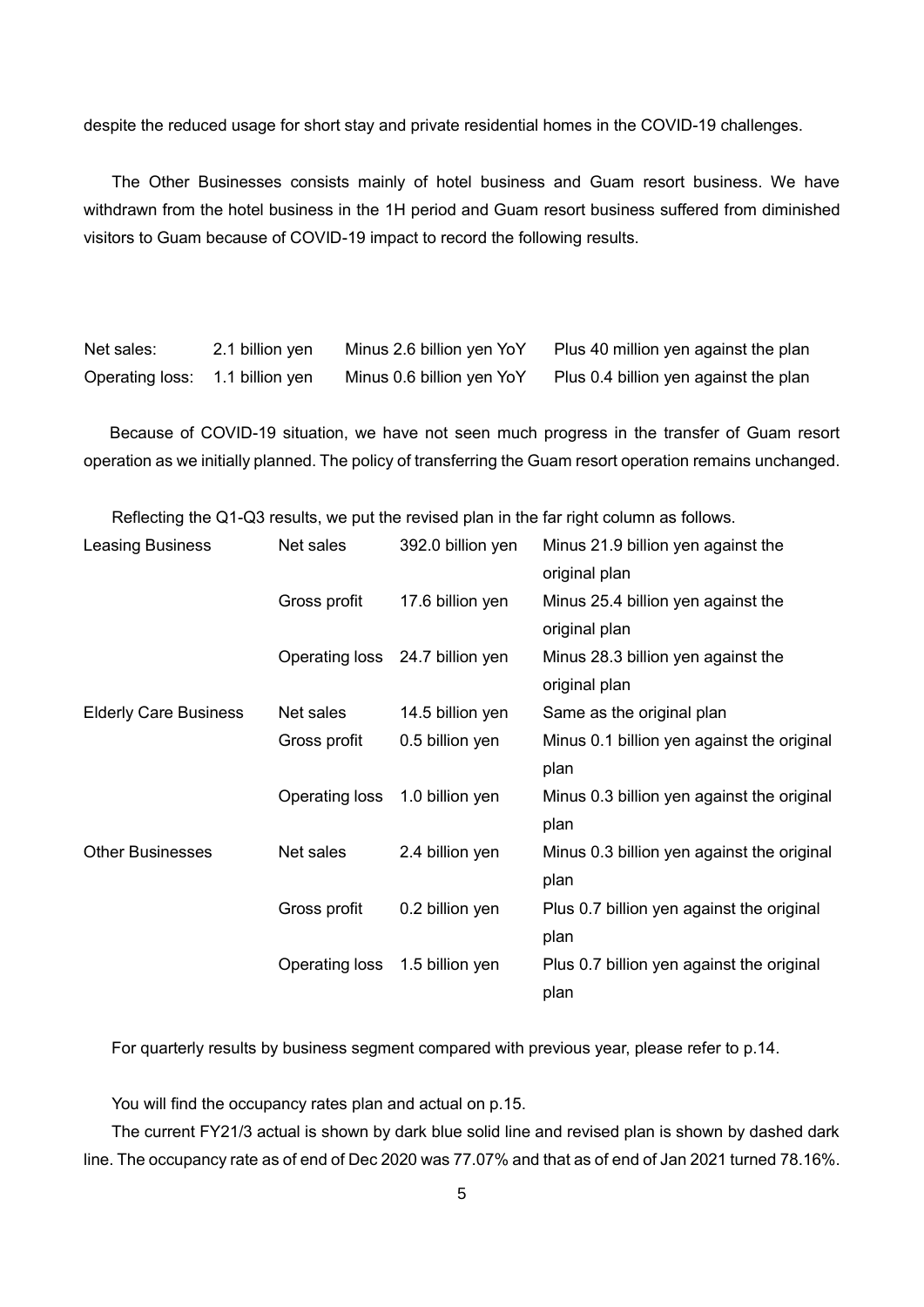despite the reduced usage for short stay and private residential homes in the COVID-19 challenges.

The Other Businesses consists mainly of hotel business and Guam resort business. We have withdrawn from the hotel business in the 1H period and Guam resort business suffered from diminished visitors to Guam because of COVID-19 impact to record the following results.

| | | | |
|---|---|---|---|
| Net sales: | 2.1 billion yen | Minus 2.6 billion yen YoY | Plus 40 million yen against the plan |
| Operating loss: | 1.1 billion yen | Minus 0.6 billion yen YoY | Plus 0.4 billion yen against the plan |

Because of COVID-19 situation, we have not seen much progress in the transfer of Guam resort operation as we initially planned. The policy of transferring the Guam resort operation remains unchanged.

Reflecting the Q1-Q3 results, we put the revised plan in the far right column as follows.

| | | | |
|---|---|---|---|
| Leasing Business | Net sales | 392.0 billion yen | Minus 21.9 billion yen against the original plan |
| | Gross profit | 17.6 billion yen | Minus 25.4 billion yen against the original plan |
| | Operating loss | 24.7 billion yen | Minus 28.3 billion yen against the original plan |
| Elderly Care Business | Net sales | 14.5 billion yen | Same as the original plan |
| | Gross profit | 0.5 billion yen | Minus 0.1 billion yen against the original plan |
| | Operating loss | 1.0 billion yen | Minus 0.3 billion yen against the original plan |
| Other Businesses | Net sales | 2.4 billion yen | Minus 0.3 billion yen against the original plan |
| | Gross profit | 0.2 billion yen | Plus 0.7 billion yen against the original plan |
| | Operating loss | 1.5 billion yen | Plus 0.7 billion yen against the original plan |

For quarterly results by business segment compared with previous year, please refer to p.14.

You will find the occupancy rates plan and actual on p.15.

The current FY21/3 actual is shown by dark blue solid line and revised plan is shown by dashed dark line. The occupancy rate as of end of Dec 2020 was 77.07% and that as of end of Jan 2021 turned 78.16%.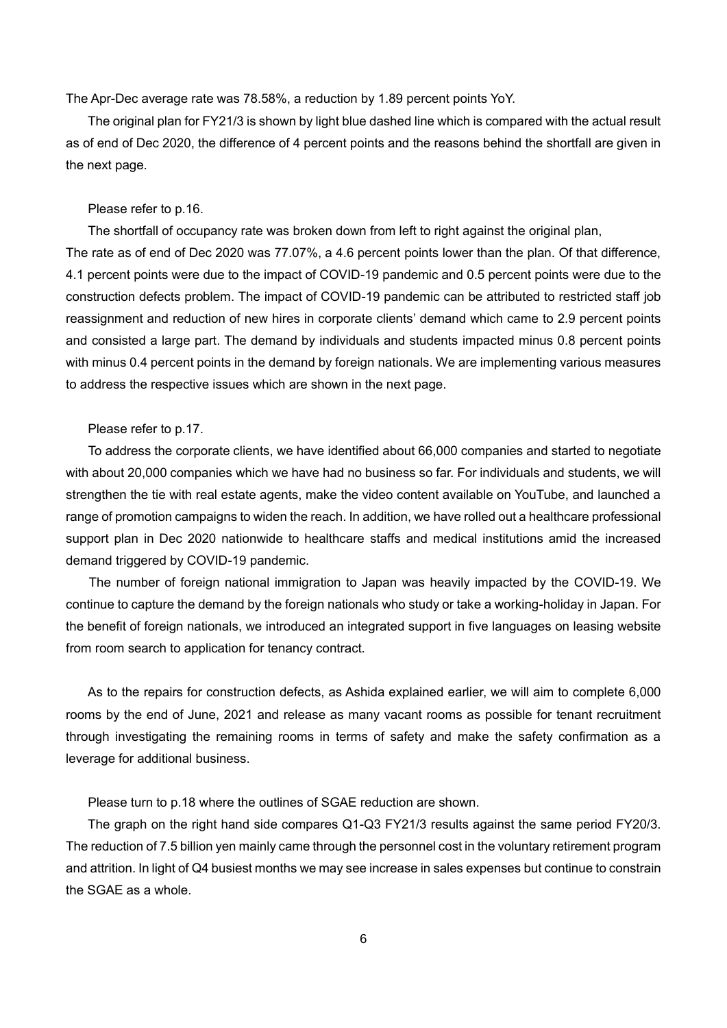The Apr-Dec average rate was 78.58%, a reduction by 1.89 percent points YoY.

The original plan for FY21/3 is shown by light blue dashed line which is compared with the actual result as of end of Dec 2020, the difference of 4 percent points and the reasons behind the shortfall are given in the next page.

Please refer to p.16.

The shortfall of occupancy rate was broken down from left to right against the original plan, The rate as of end of Dec 2020 was 77.07%, a 4.6 percent points lower than the plan. Of that difference, 4.1 percent points were due to the impact of COVID-19 pandemic and 0.5 percent points were due to the construction defects problem. The impact of COVID-19 pandemic can be attributed to restricted staff job reassignment and reduction of new hires in corporate clients' demand which came to 2.9 percent points and consisted a large part. The demand by individuals and students impacted minus 0.8 percent points with minus 0.4 percent points in the demand by foreign nationals. We are implementing various measures to address the respective issues which are shown in the next page.

Please refer to p.17.

To address the corporate clients, we have identified about 66,000 companies and started to negotiate with about 20,000 companies which we have had no business so far. For individuals and students, we will strengthen the tie with real estate agents, make the video content available on YouTube, and launched a range of promotion campaigns to widen the reach. In addition, we have rolled out a healthcare professional support plan in Dec 2020 nationwide to healthcare staffs and medical institutions amid the increased demand triggered by COVID-19 pandemic.

The number of foreign national immigration to Japan was heavily impacted by the COVID-19. We continue to capture the demand by the foreign nationals who study or take a working-holiday in Japan. For the benefit of foreign nationals, we introduced an integrated support in five languages on leasing website from room search to application for tenancy contract.

As to the repairs for construction defects, as Ashida explained earlier, we will aim to complete 6,000 rooms by the end of June, 2021 and release as many vacant rooms as possible for tenant recruitment through investigating the remaining rooms in terms of safety and make the safety confirmation as a leverage for additional business.

Please turn to p.18 where the outlines of SGAE reduction are shown.

The graph on the right hand side compares Q1-Q3 FY21/3 results against the same period FY20/3. The reduction of 7.5 billion yen mainly came through the personnel cost in the voluntary retirement program and attrition. In light of Q4 busiest months we may see increase in sales expenses but continue to constrain the SGAE as a whole.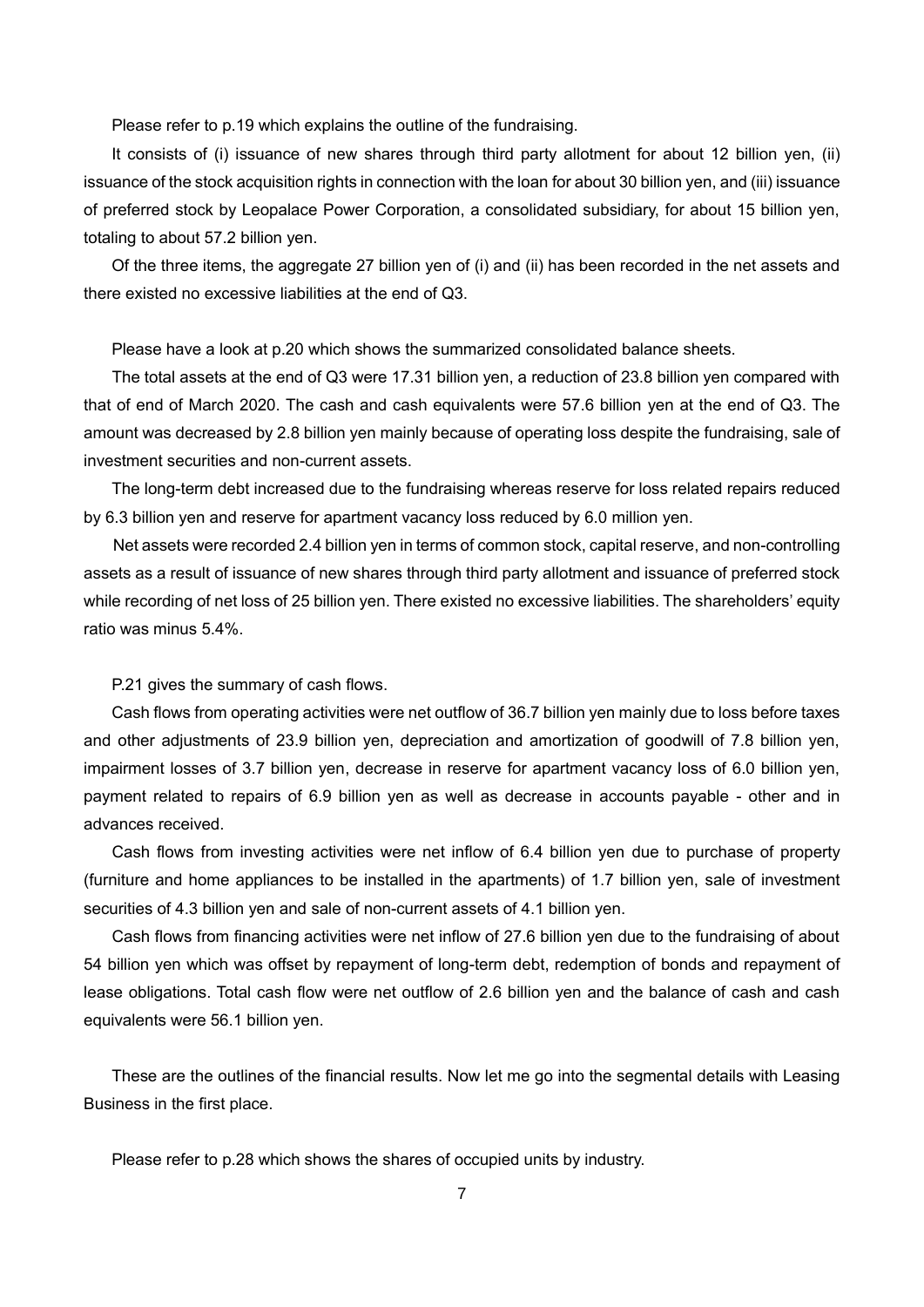Please refer to p.19 which explains the outline of the fundraising.

It consists of (i) issuance of new shares through third party allotment for about 12 billion yen, (ii) issuance of the stock acquisition rights in connection with the loan for about 30 billion yen, and (iii) issuance of preferred stock by Leopalace Power Corporation, a consolidated subsidiary, for about 15 billion yen, totaling to about 57.2 billion yen.

Of the three items, the aggregate 27 billion yen of (i) and (ii) has been recorded in the net assets and there existed no excessive liabilities at the end of Q3.

Please have a look at p.20 which shows the summarized consolidated balance sheets.

The total assets at the end of Q3 were 17.31 billion yen, a reduction of 23.8 billion yen compared with that of end of March 2020. The cash and cash equivalents were 57.6 billion yen at the end of Q3. The amount was decreased by 2.8 billion yen mainly because of operating loss despite the fundraising, sale of investment securities and non-current assets.

The long-term debt increased due to the fundraising whereas reserve for loss related repairs reduced by 6.3 billion yen and reserve for apartment vacancy loss reduced by 6.0 million yen.

Net assets were recorded 2.4 billion yen in terms of common stock, capital reserve, and non-controlling assets as a result of issuance of new shares through third party allotment and issuance of preferred stock while recording of net loss of 25 billion yen. There existed no excessive liabilities. The shareholders' equity ratio was minus 5.4%.

P.21 gives the summary of cash flows.

Cash flows from operating activities were net outflow of 36.7 billion yen mainly due to loss before taxes and other adjustments of 23.9 billion yen, depreciation and amortization of goodwill of 7.8 billion yen, impairment losses of 3.7 billion yen, decrease in reserve for apartment vacancy loss of 6.0 billion yen, payment related to repairs of 6.9 billion yen as well as decrease in accounts payable - other and in advances received.

Cash flows from investing activities were net inflow of 6.4 billion yen due to purchase of property (furniture and home appliances to be installed in the apartments) of 1.7 billion yen, sale of investment securities of 4.3 billion yen and sale of non-current assets of 4.1 billion yen.

Cash flows from financing activities were net inflow of 27.6 billion yen due to the fundraising of about 54 billion yen which was offset by repayment of long-term debt, redemption of bonds and repayment of lease obligations. Total cash flow were net outflow of 2.6 billion yen and the balance of cash and cash equivalents were 56.1 billion yen.

These are the outlines of the financial results. Now let me go into the segmental details with Leasing Business in the first place.

Please refer to p.28 which shows the shares of occupied units by industry.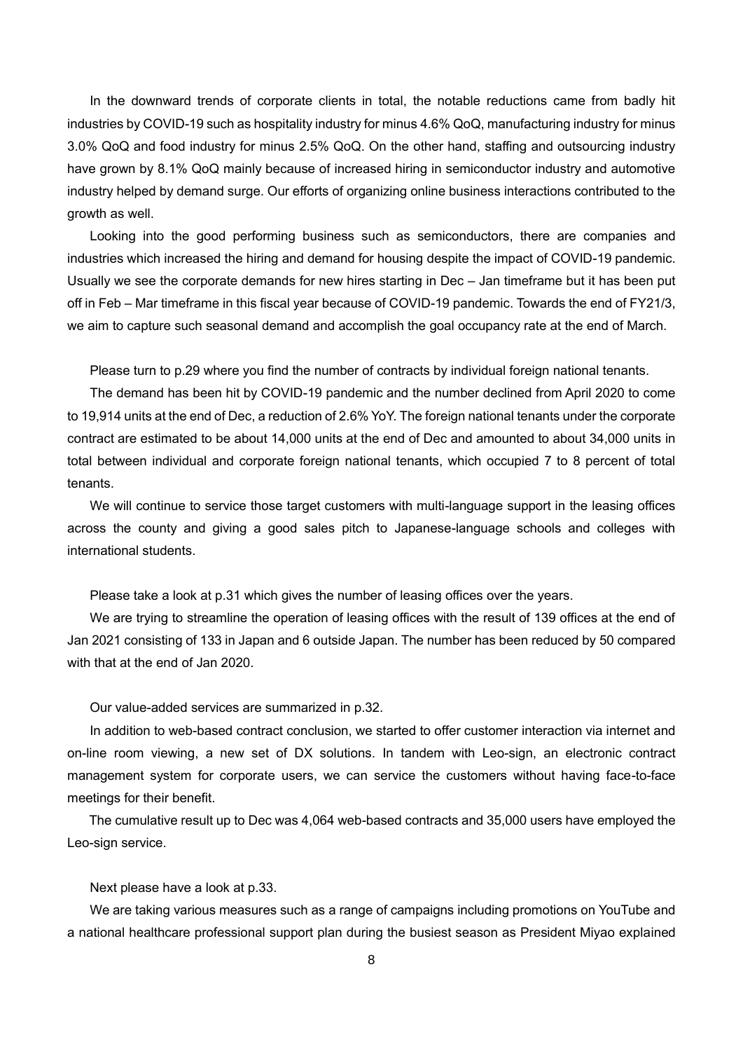In the downward trends of corporate clients in total, the notable reductions came from badly hit industries by COVID-19 such as hospitality industry for minus 4.6% QoQ, manufacturing industry for minus 3.0% QoQ and food industry for minus 2.5% QoQ. On the other hand, staffing and outsourcing industry have grown by 8.1% QoQ mainly because of increased hiring in semiconductor industry and automotive industry helped by demand surge. Our efforts of organizing online business interactions contributed to the growth as well.

Looking into the good performing business such as semiconductors, there are companies and industries which increased the hiring and demand for housing despite the impact of COVID-19 pandemic. Usually we see the corporate demands for new hires starting in Dec – Jan timeframe but it has been put off in Feb – Mar timeframe in this fiscal year because of COVID-19 pandemic. Towards the end of FY21/3, we aim to capture such seasonal demand and accomplish the goal occupancy rate at the end of March.

Please turn to p.29 where you find the number of contracts by individual foreign national tenants.

The demand has been hit by COVID-19 pandemic and the number declined from April 2020 to come to 19,914 units at the end of Dec, a reduction of 2.6% YoY. The foreign national tenants under the corporate contract are estimated to be about 14,000 units at the end of Dec and amounted to about 34,000 units in total between individual and corporate foreign national tenants, which occupied 7 to 8 percent of total tenants.

We will continue to service those target customers with multi-language support in the leasing offices across the county and giving a good sales pitch to Japanese-language schools and colleges with international students.

Please take a look at p.31 which gives the number of leasing offices over the years.

We are trying to streamline the operation of leasing offices with the result of 139 offices at the end of Jan 2021 consisting of 133 in Japan and 6 outside Japan. The number has been reduced by 50 compared with that at the end of Jan 2020.

Our value-added services are summarized in p.32.

In addition to web-based contract conclusion, we started to offer customer interaction via internet and on-line room viewing, a new set of DX solutions. In tandem with Leo-sign, an electronic contract management system for corporate users, we can service the customers without having face-to-face meetings for their benefit.

The cumulative result up to Dec was 4,064 web-based contracts and 35,000 users have employed the Leo-sign service.

Next please have a look at p.33.

We are taking various measures such as a range of campaigns including promotions on YouTube and a national healthcare professional support plan during the busiest season as President Miyao explained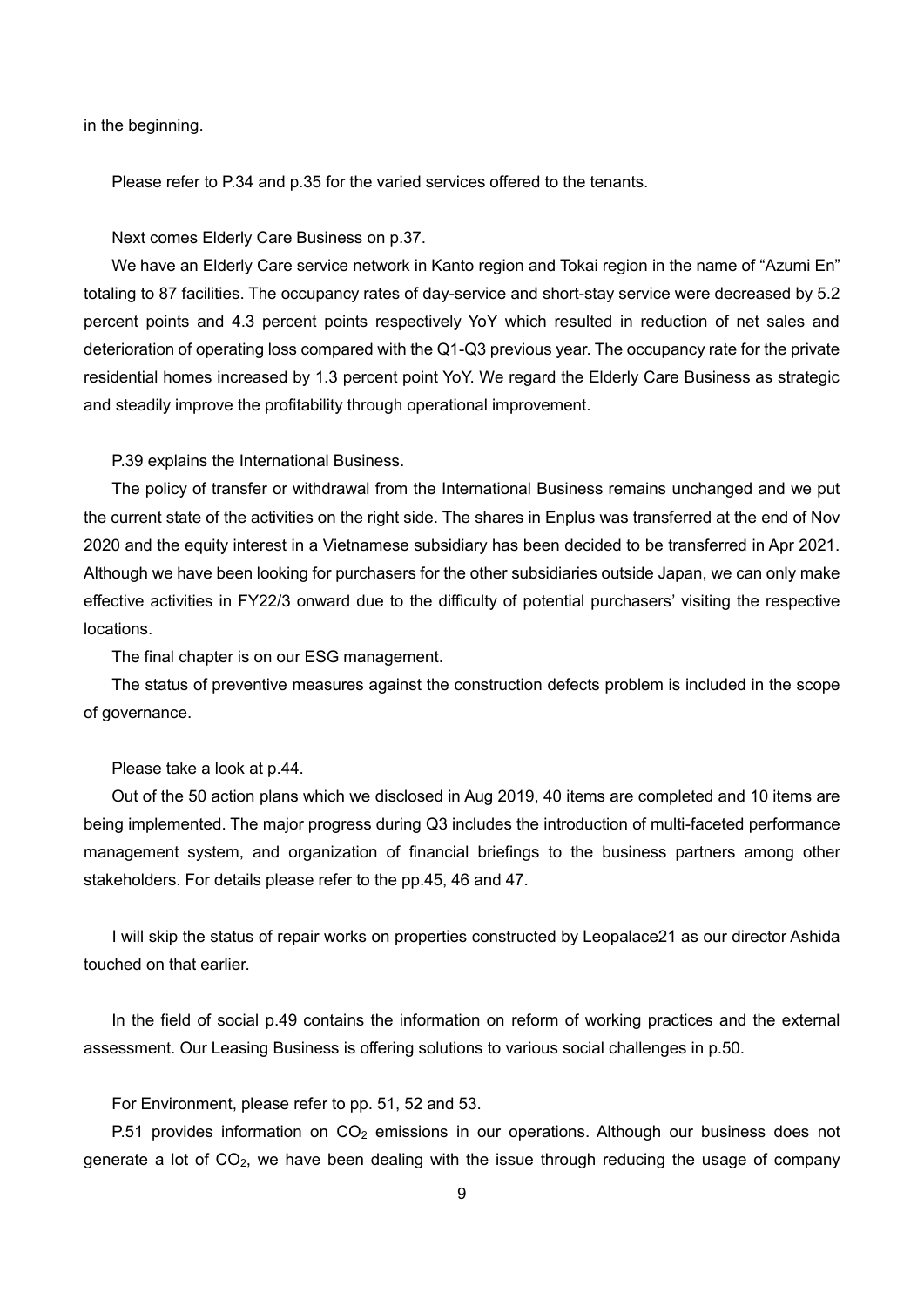in the beginning.

Please refer to P.34 and p.35 for the varied services offered to the tenants.

Next comes Elderly Care Business on p.37.

We have an Elderly Care service network in Kanto region and Tokai region in the name of "Azumi En" totaling to 87 facilities. The occupancy rates of day-service and short-stay service were decreased by 5.2 percent points and 4.3 percent points respectively YoY which resulted in reduction of net sales and deterioration of operating loss compared with the Q1-Q3 previous year. The occupancy rate for the private residential homes increased by 1.3 percent point YoY. We regard the Elderly Care Business as strategic and steadily improve the profitability through operational improvement.

P.39 explains the International Business.

The policy of transfer or withdrawal from the International Business remains unchanged and we put the current state of the activities on the right side. The shares in Enplus was transferred at the end of Nov 2020 and the equity interest in a Vietnamese subsidiary has been decided to be transferred in Apr 2021. Although we have been looking for purchasers for the other subsidiaries outside Japan, we can only make effective activities in FY22/3 onward due to the difficulty of potential purchasers' visiting the respective locations.

The final chapter is on our ESG management.

The status of preventive measures against the construction defects problem is included in the scope of governance.

Please take a look at p.44.

Out of the 50 action plans which we disclosed in Aug 2019, 40 items are completed and 10 items are being implemented. The major progress during Q3 includes the introduction of multi-faceted performance management system, and organization of financial briefings to the business partners among other stakeholders. For details please refer to the pp.45, 46 and 47.

I will skip the status of repair works on properties constructed by Leopalace21 as our director Ashida touched on that earlier.

In the field of social p.49 contains the information on reform of working practices and the external assessment. Our Leasing Business is offering solutions to various social challenges in p.50.

For Environment, please refer to pp. 51, 52 and 53.

P.51 provides information on $CO_2$ emissions in our operations. Although our business does not generate a lot of $CO_2$, we have been dealing with the issue through reducing the usage of company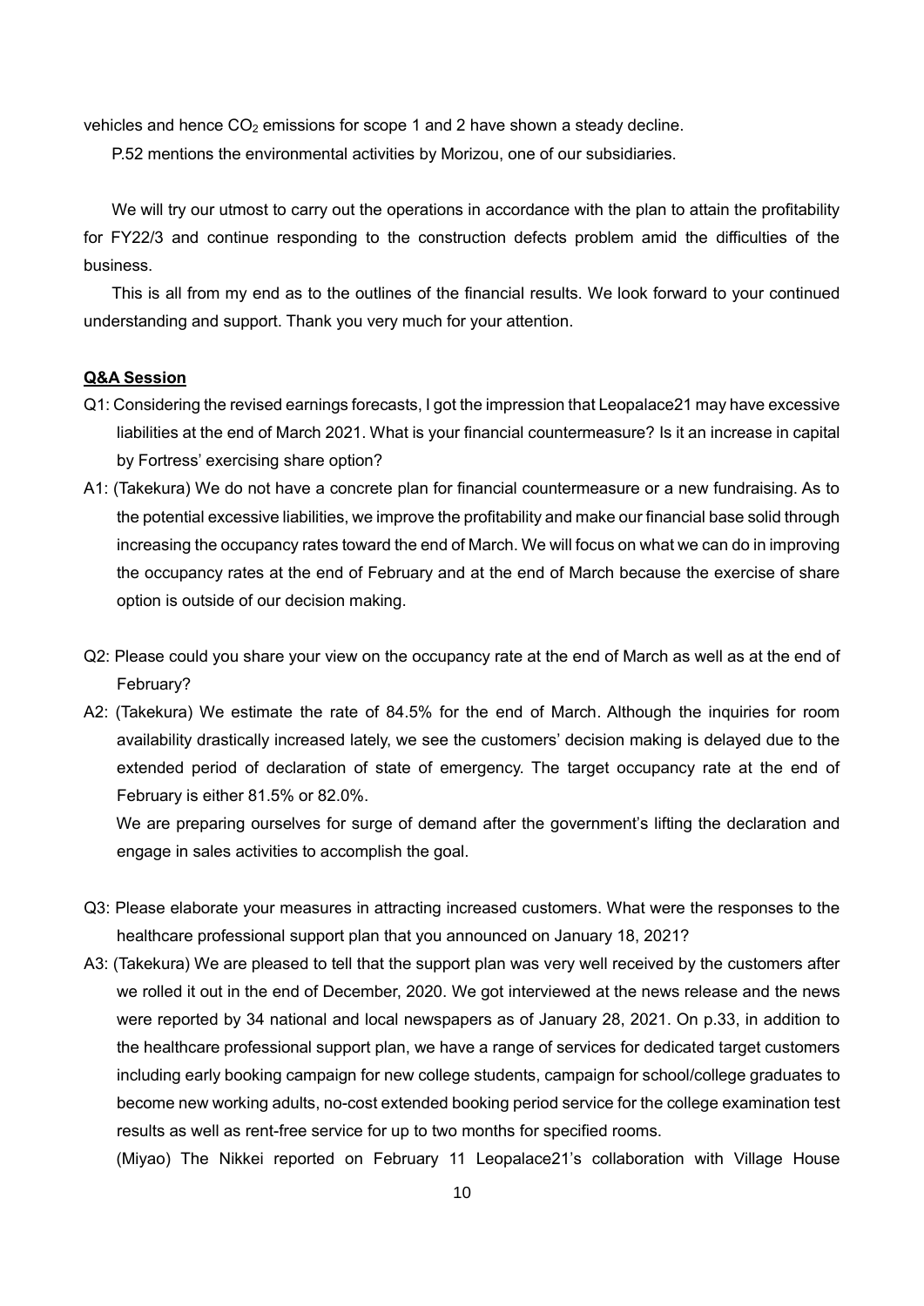vehicles and hence $CO_2$ emissions for scope 1 and 2 have shown a steady decline.

P.52 mentions the environmental activities by Morizou, one of our subsidiaries.

We will try our utmost to carry out the operations in accordance with the plan to attain the profitability for FY22/3 and continue responding to the construction defects problem amid the difficulties of the business.

This is all from my end as to the outlines of the financial results. We look forward to your continued understanding and support. Thank you very much for your attention.

**Q&A Session**

Q1: Considering the revised earnings forecasts, I got the impression that Leopalace21 may have excessive liabilities at the end of March 2021. What is your financial countermeasure? Is it an increase in capital by Fortress' exercising share option?

A1: (Takekura) We do not have a concrete plan for financial countermeasure or a new fundraising. As to the potential excessive liabilities, we improve the profitability and make our financial base solid through increasing the occupancy rates toward the end of March. We will focus on what we can do in improving the occupancy rates at the end of February and at the end of March because the exercise of share option is outside of our decision making.

Q2: Please could you share your view on the occupancy rate at the end of March as well as at the end of February?

A2: (Takekura) We estimate the rate of 84.5% for the end of March. Although the inquiries for room availability drastically increased lately, we see the customers' decision making is delayed due to the extended period of declaration of state of emergency. The target occupancy rate at the end of February is either 81.5% or 82.0%.

We are preparing ourselves for surge of demand after the government's lifting the declaration and engage in sales activities to accomplish the goal.

Q3: Please elaborate your measures in attracting increased customers. What were the responses to the healthcare professional support plan that you announced on January 18, 2021?

A3: (Takekura) We are pleased to tell that the support plan was very well received by the customers after we rolled it out in the end of December, 2020. We got interviewed at the news release and the news were reported by 34 national and local newspapers as of January 28, 2021. On p.33, in addition to the healthcare professional support plan, we have a range of services for dedicated target customers including early booking campaign for new college students, campaign for school/college graduates to become new working adults, no-cost extended booking period service for the college examination test results as well as rent-free service for up to two months for specified rooms.

(Miyao) The Nikkei reported on February 11 Leopalace21's collaboration with Village House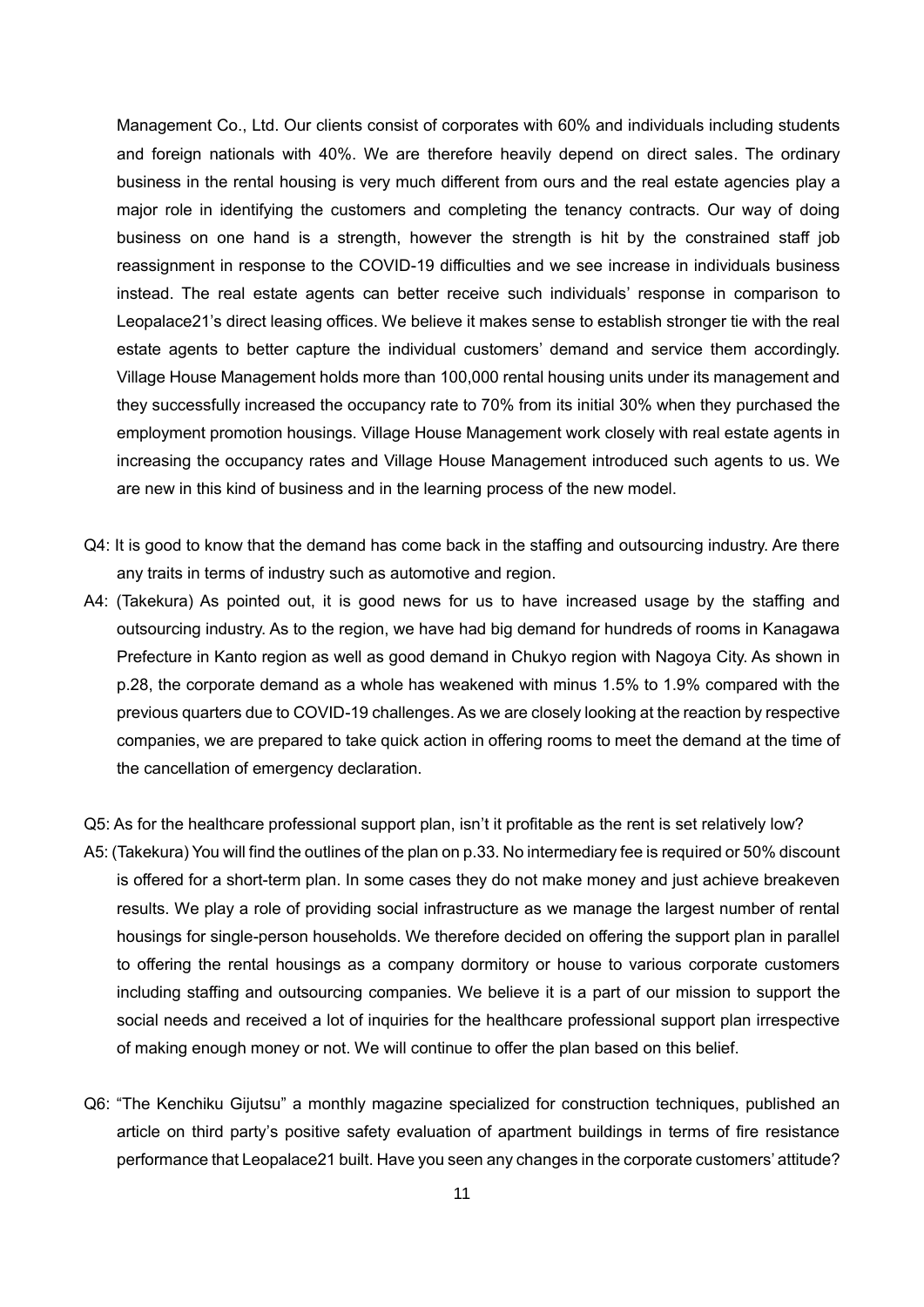Management Co., Ltd. Our clients consist of corporates with 60% and individuals including students and foreign nationals with 40%. We are therefore heavily depend on direct sales. The ordinary business in the rental housing is very much different from ours and the real estate agencies play a major role in identifying the customers and completing the tenancy contracts. Our way of doing business on one hand is a strength, however the strength is hit by the constrained staff job reassignment in response to the COVID-19 difficulties and we see increase in individuals business instead. The real estate agents can better receive such individuals' response in comparison to Leopalace21's direct leasing offices. We believe it makes sense to establish stronger tie with the real estate agents to better capture the individual customers' demand and service them accordingly. Village House Management holds more than 100,000 rental housing units under its management and they successfully increased the occupancy rate to 70% from its initial 30% when they purchased the employment promotion housings. Village House Management work closely with real estate agents in increasing the occupancy rates and Village House Management introduced such agents to us. We are new in this kind of business and in the learning process of the new model.

Q4: It is good to know that the demand has come back in the staffing and outsourcing industry. Are there any traits in terms of industry such as automotive and region.

A4: (Takekura) As pointed out, it is good news for us to have increased usage by the staffing and outsourcing industry. As to the region, we have had big demand for hundreds of rooms in Kanagawa Prefecture in Kanto region as well as good demand in Chukyo region with Nagoya City. As shown in p.28, the corporate demand as a whole has weakened with minus 1.5% to 1.9% compared with the previous quarters due to COVID-19 challenges. As we are closely looking at the reaction by respective companies, we are prepared to take quick action in offering rooms to meet the demand at the time of the cancellation of emergency declaration.

Q5: As for the healthcare professional support plan, isn't it profitable as the rent is set relatively low?

A5: (Takekura) You will find the outlines of the plan on p.33. No intermediary fee is required or 50% discount is offered for a short-term plan. In some cases they do not make money and just achieve breakeven results. We play a role of providing social infrastructure as we manage the largest number of rental housings for single-person households. We therefore decided on offering the support plan in parallel to offering the rental housings as a company dormitory or house to various corporate customers including staffing and outsourcing companies. We believe it is a part of our mission to support the social needs and received a lot of inquiries for the healthcare professional support plan irrespective of making enough money or not. We will continue to offer the plan based on this belief.

Q6: "The Kenchiku Gijutsu" a monthly magazine specialized for construction techniques, published an article on third party's positive safety evaluation of apartment buildings in terms of fire resistance performance that Leopalace21 built. Have you seen any changes in the corporate customers' attitude?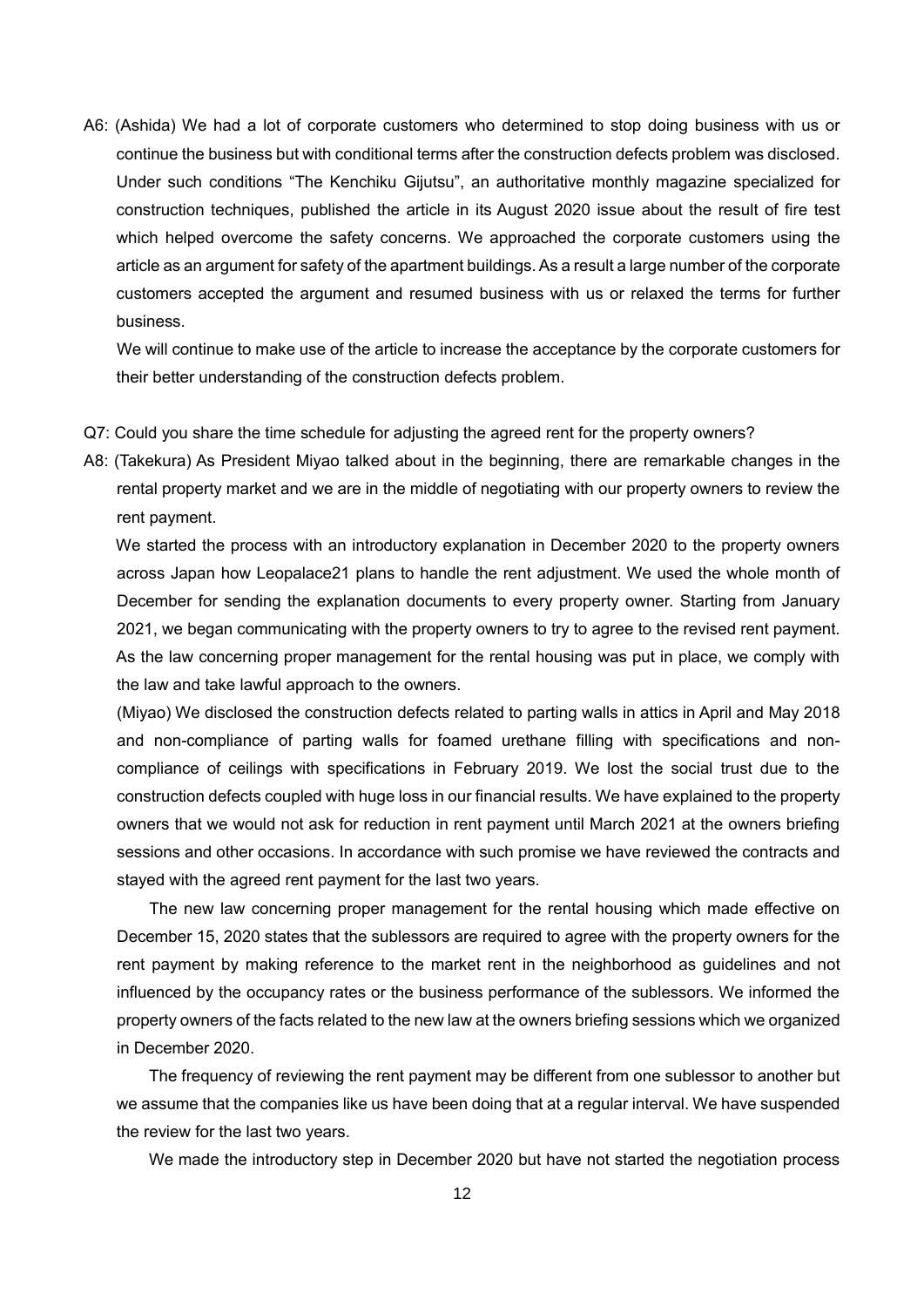A6: (Ashida) We had a lot of corporate customers who determined to stop doing business with us or continue the business but with conditional terms after the construction defects problem was disclosed. Under such conditions "The Kenchiku Gijutsu", an authoritative monthly magazine specialized for construction techniques, published the article in its August 2020 issue about the result of fire test which helped overcome the safety concerns. We approached the corporate customers using the article as an argument for safety of the apartment buildings. As a result a large number of the corporate customers accepted the argument and resumed business with us or relaxed the terms for further business.

We will continue to make use of the article to increase the acceptance by the corporate customers for their better understanding of the construction defects problem.

Q7: Could you share the time schedule for adjusting the agreed rent for the property owners?

A8: (Takekura) As President Miyao talked about in the beginning, there are remarkable changes in the rental property market and we are in the middle of negotiating with our property owners to review the rent payment.

We started the process with an introductory explanation in December 2020 to the property owners across Japan how Leopalace21 plans to handle the rent adjustment. We used the whole month of December for sending the explanation documents to every property owner. Starting from January 2021, we began communicating with the property owners to try to agree to the revised rent payment. As the law concerning proper management for the rental housing was put in place, we comply with the law and take lawful approach to the owners.

(Miyao) We disclosed the construction defects related to parting walls in attics in April and May 2018 and non-compliance of parting walls for foamed urethane filling with specifications and non-compliance of ceilings with specifications in February 2019. We lost the social trust due to the construction defects coupled with huge loss in our financial results. We have explained to the property owners that we would not ask for reduction in rent payment until March 2021 at the owners briefing sessions and other occasions. In accordance with such promise we have reviewed the contracts and stayed with the agreed rent payment for the last two years.

The new law concerning proper management for the rental housing which made effective on December 15, 2020 states that the sublessors are required to agree with the property owners for the rent payment by making reference to the market rent in the neighborhood as guidelines and not influenced by the occupancy rates or the business performance of the sublessors. We informed the property owners of the facts related to the new law at the owners briefing sessions which we organized in December 2020.

The frequency of reviewing the rent payment may be different from one sublessor to another but we assume that the companies like us have been doing that at a regular interval. We have suspended the review for the last two years.

We made the introductory step in December 2020 but have not started the negotiation process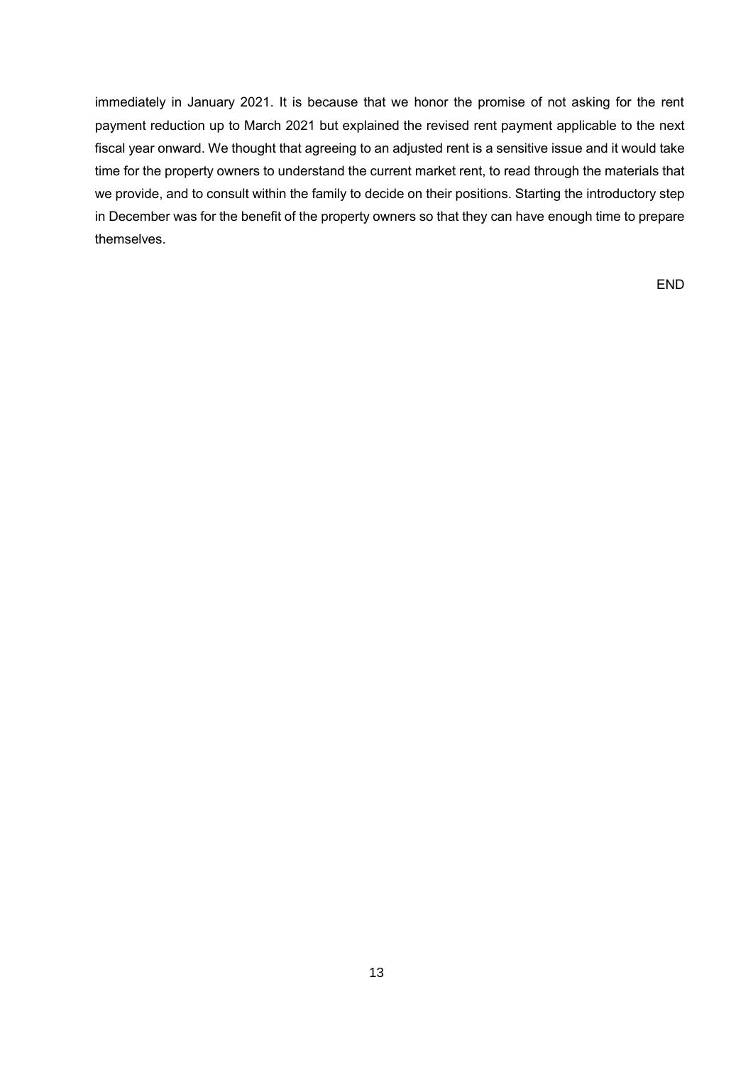immediately in January 2021. It is because that we honor the promise of not asking for the rent payment reduction up to March 2021 but explained the revised rent payment applicable to the next fiscal year onward. We thought that agreeing to an adjusted rent is a sensitive issue and it would take time for the property owners to understand the current market rent, to read through the materials that we provide, and to consult within the family to decide on their positions. Starting the introductory step in December was for the benefit of the property owners so that they can have enough time to prepare themselves.

END